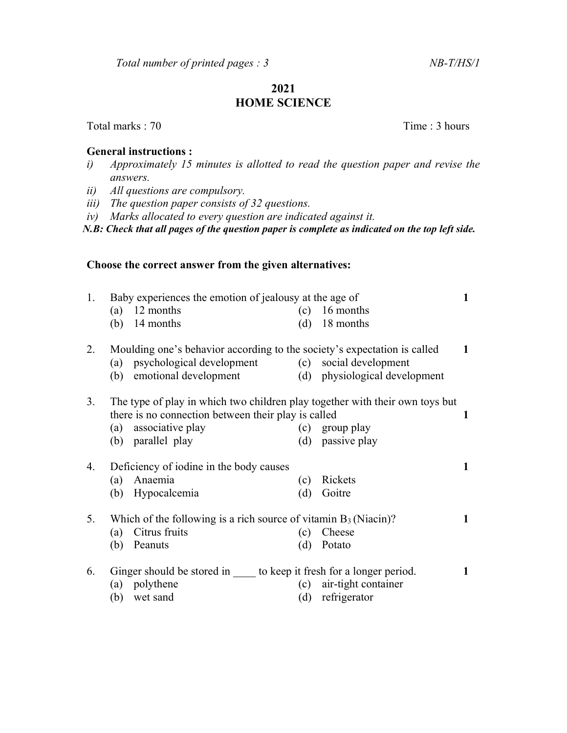*Total number of printed pages : 3* *NB-T/HS/1*

## 2021
## HOME SCIENCE

Total marks : 70 Time : 3 hours

**General instructions :**

*i) Approximately 15 minutes is allotted to read the question paper and revise the answers.*
*ii) All questions are compulsory.*
*iii) The question paper consists of 32 questions.*
*iv) Marks allocated to every question are indicated against it.*

***N.B: Check that all pages of the question paper is complete as indicated on the top left side.***

**Choose the correct answer from the given alternatives:**

1. Baby experiences the emotion of jealousy at the age of **1**
   (a) 12 months (c) 16 months
   (b) 14 months (d) 18 months

2. Moulding one's behavior according to the society's expectation is called **1**
   (a) psychological development (c) social development
   (b) emotional development (d) physiological development

3. The type of play in which two children play together with their own toys but there is no connection between their play is called **1**
   (a) associative play (c) group play
   (b) parallel play (d) passive play

4. Deficiency of iodine in the body causes **1**
   (a) Anaemia (c) Rickets
   (b) Hypocalcemia (d) Goitre

5. Which of the following is a rich source of vitamin $B_3$ (Niacin)? **1**
   (a) Citrus fruits (c) Cheese
   (b) Peanuts (d) Potato

6. Ginger should be stored in ____ to keep it fresh for a longer period. **1**
   (a) polythene (c) air-tight container
   (b) wet sand (d) refrigerator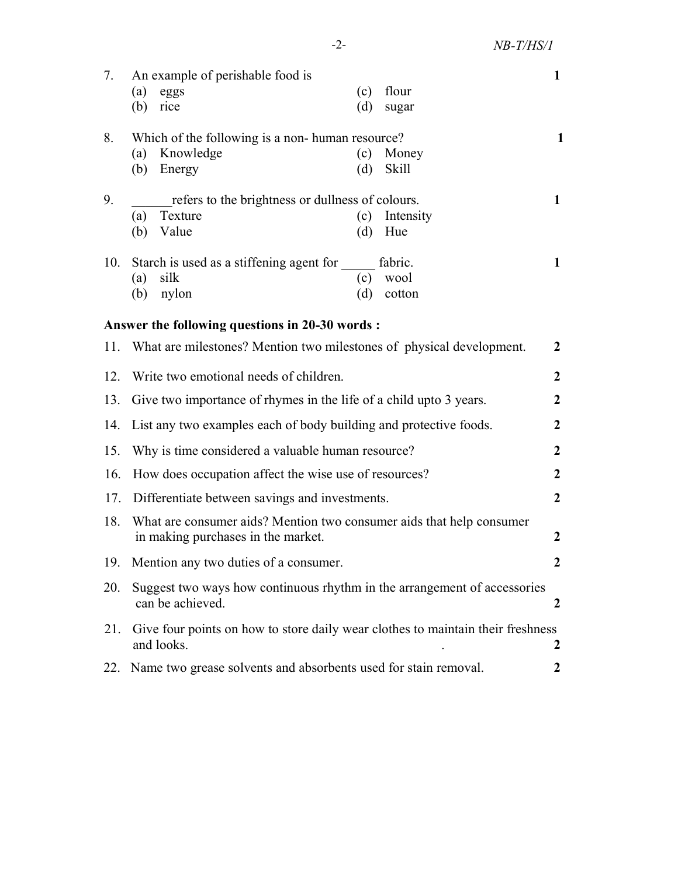7. An example of perishable food is **1**
   (a) eggs (c) flour
   (b) rice (d) sugar

8. Which of the following is a non- human resource? **1**
   (a) Knowledge (c) Money
   (b) Energy (d) Skill

9. ______refers to the brightness or dullness of colours. **1**
   (a) Texture (c) Intensity
   (b) Value (d) Hue

10. Starch is used as a stiffening agent for _____ fabric. **1**
    (a) silk (c) wool
    (b) nylon (d) cotton

**Answer the following questions in 20-30 words :**

11. What are milestones? Mention two milestones of physical development. **2**
12. Write two emotional needs of children. **2**
13. Give two importance of rhymes in the life of a child upto 3 years. **2**
14. List any two examples each of body building and protective foods. **2**
15. Why is time considered a valuable human resource? **2**
16. How does occupation affect the wise use of resources? **2**
17. Differentiate between savings and investments. **2**
18. What are consumer aids? Mention two consumer aids that help consumer in making purchases in the market. **2**
19. Mention any two duties of a consumer. **2**
20. Suggest two ways how continuous rhythm in the arrangement of accessories can be achieved. **2**
21. Give four points on how to store daily wear clothes to maintain their freshness and looks. **2**
22. Name two grease solvents and absorbents used for stain removal. **2**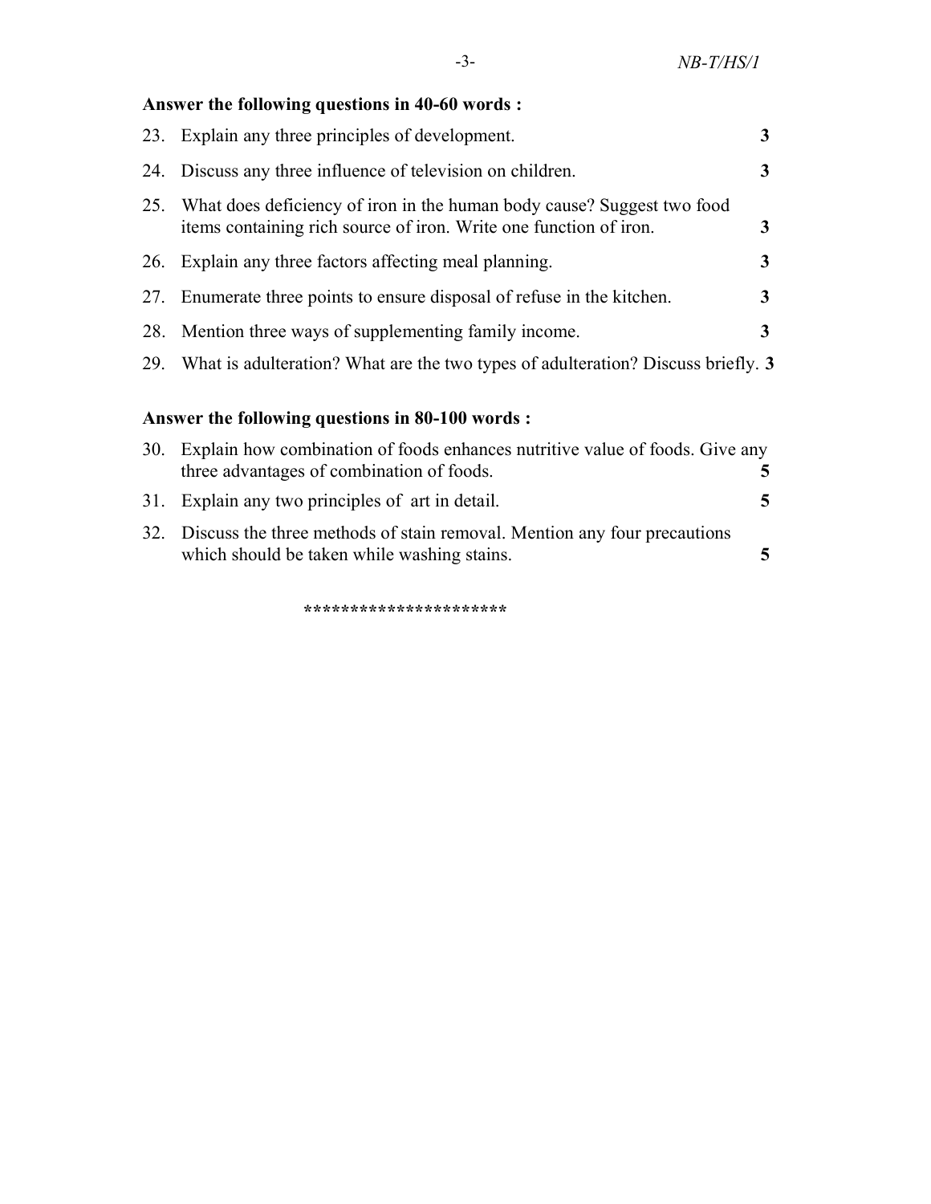**Answer the following questions in 40-60 words :**

23. Explain any three principles of development. **3**

24. Discuss any three influence of television on children. **3**

25. What does deficiency of iron in the human body cause? Suggest two food items containing rich source of iron. Write one function of iron. **3**

26. Explain any three factors affecting meal planning. **3**

27. Enumerate three points to ensure disposal of refuse in the kitchen. **3**

28. Mention three ways of supplementing family income. **3**

29. What is adulteration? What are the two types of adulteration? Discuss briefly. **3**

**Answer the following questions in 80-100 words :**

30. Explain how combination of foods enhances nutritive value of foods. Give any three advantages of combination of foods. **5**

31. Explain any two principles of art in detail. **5**

32. Discuss the three methods of stain removal. Mention any four precautions which should be taken while washing stains. **5**

*********************